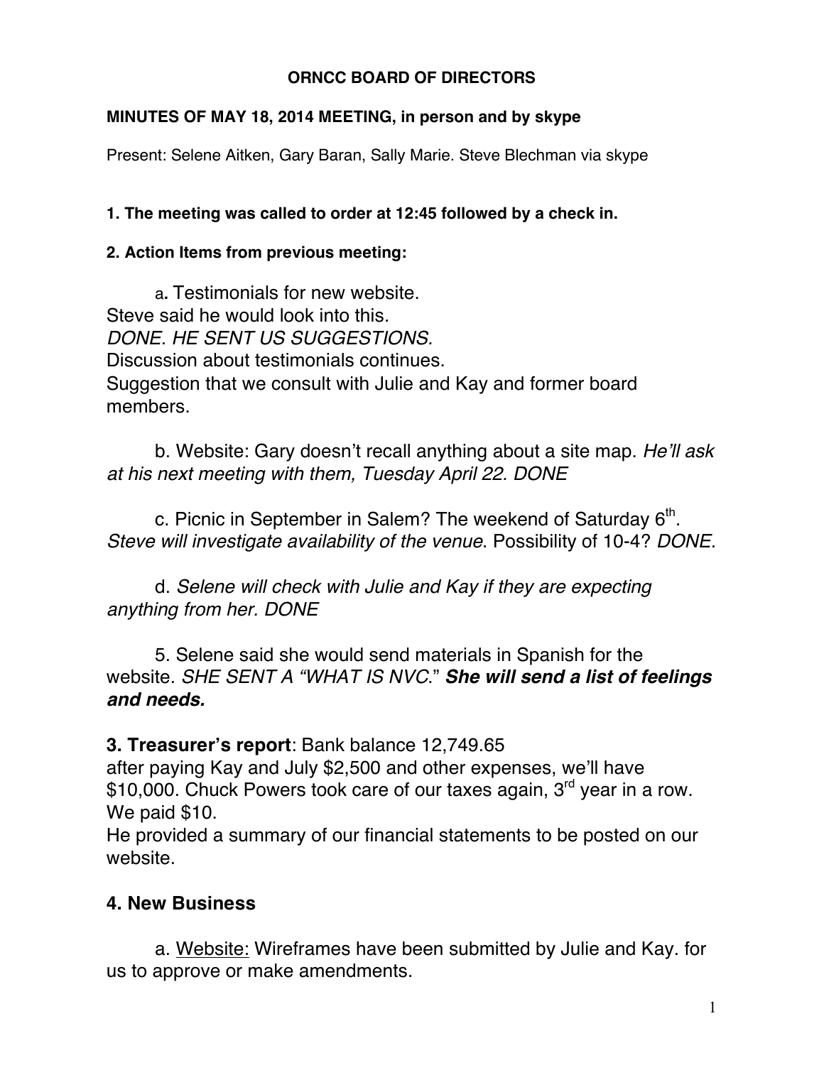**ORNCC BOARD OF DIRECTORS**

**MINUTES OF MAY 18, 2014 MEETING, in person and by skype**

Present: Selene Aitken, Gary Baran, Sally Marie. Steve Blechman via skype

**1. The meeting was called to order at 12:45 followed by a check in.**

**2. Action Items from previous meeting:**

a**.** Testimonials for new website.
Steve said he would look into this.
*DONE. HE SENT US SUGGESTIONS.*
Discussion about testimonials continues.
Suggestion that we consult with Julie and Kay and former board members.

b. Website: Gary doesn't recall anything about a site map. *He'll ask at his next meeting with them, Tuesday April 22. DONE*

c. Picnic in September in Salem? The weekend of Saturday 6th. *Steve will investigate availability of the venue*. Possibility of 10-4? *DONE.*

d. *Selene will check with Julie and Kay if they are expecting anything from her. DONE*

5. Selene said she would send materials in Spanish for the website. *SHE SENT A "WHAT IS NVC.*" ***She will send a list of feelings and needs.***

**3. Treasurer's report**: Bank balance 12,749.65
after paying Kay and July $2,500 and other expenses, we'll have $10,000. Chuck Powers took care of our taxes again, 3rd year in a row. We paid $10.
He provided a summary of our financial statements to be posted on our website.

## 4. New Business

a. Website: Wireframes have been submitted by Julie and Kay. for us to approve or make amendments.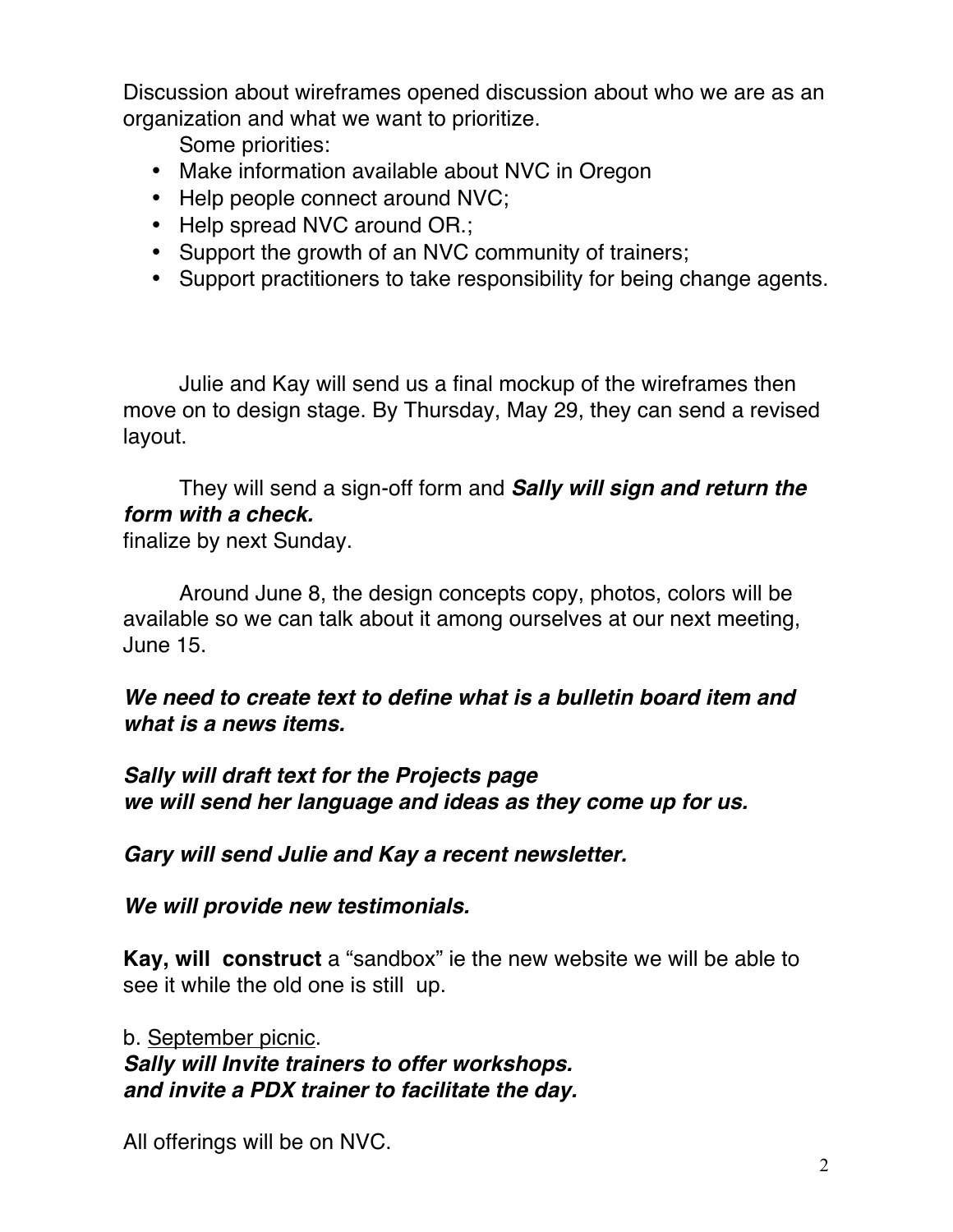Discussion about wireframes opened discussion about who we are as an organization and what we want to prioritize.

Some priorities:

- Make information available about NVC in Oregon
- Help people connect around NVC;
- Help spread NVC around OR.;
- Support the growth of an NVC community of trainers;
- Support practitioners to take responsibility for being change agents.

Julie and Kay will send us a final mockup of the wireframes then move on to design stage. By Thursday, May 29, they can send a revised layout.

They will send a sign-off form and ***Sally will sign and return the form with a check.***
finalize by next Sunday.

Around June 8, the design concepts copy, photos, colors will be available so we can talk about it among ourselves at our next meeting, June 15.

***We need to create text to define what is a bulletin board item and what is a news items.***

***Sally will draft text for the Projects page***
***we will send her language and ideas as they come up for us.***

***Gary will send Julie and Kay a recent newsletter.***

***We will provide new testimonials.***

**Kay, will construct** a "sandbox" ie the new website we will be able to see it while the old one is still up.

b. <u>September picnic</u>.
***Sally will Invite trainers to offer workshops.***
***and invite a PDX trainer to facilitate the day.***

All offerings will be on NVC.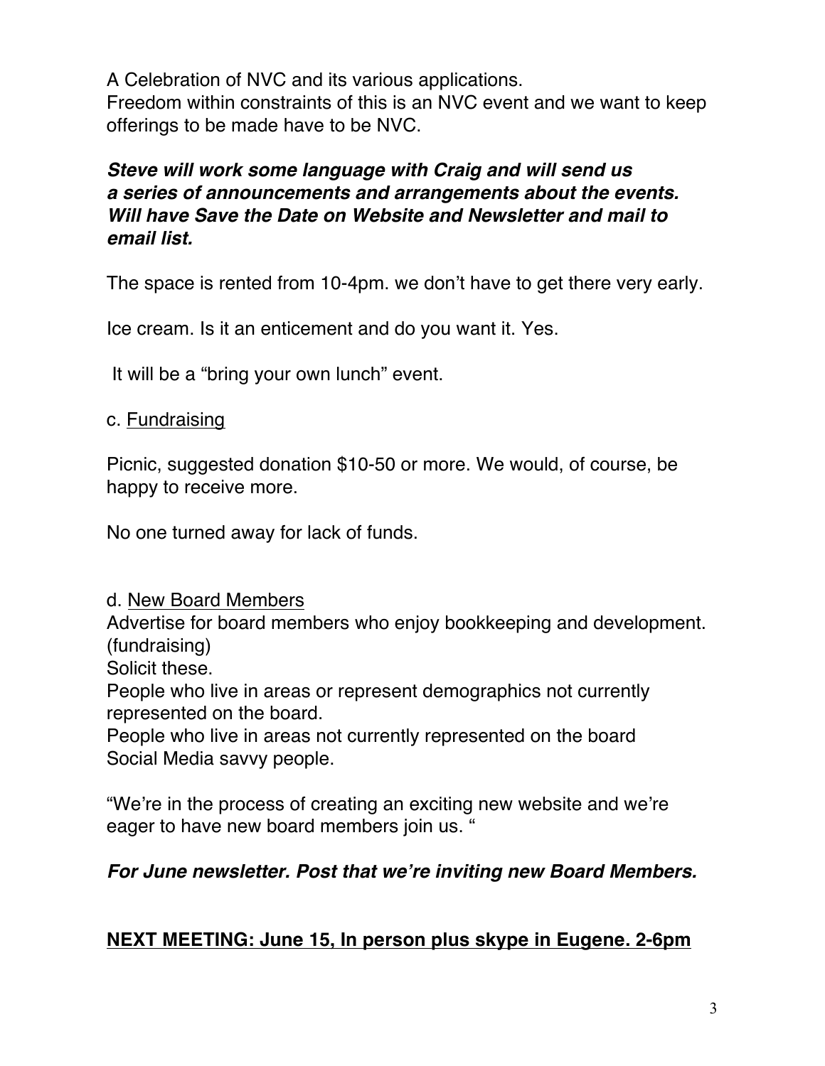A Celebration of NVC and its various applications.
Freedom within constraints of this is an NVC event and we want to keep offerings to be made have to be NVC.

***Steve will work some language with Craig and will send us a series of announcements and arrangements about the events. Will have Save the Date on Website and Newsletter and mail to email list.***

The space is rented from 10-4pm. we don't have to get there very early.

Ice cream. Is it an enticement and do you want it. Yes.

It will be a "bring your own lunch" event.

c. <u>Fundraising</u>

Picnic, suggested donation $10-50 or more. We would, of course, be happy to receive more.

No one turned away for lack of funds.

d. <u>New Board Members</u>
Advertise for board members who enjoy bookkeeping and development. (fundraising)
Solicit these.
People who live in areas or represent demographics not currently represented on the board.
People who live in areas not currently represented on the board
Social Media savvy people.

"We're in the process of creating an exciting new website and we're eager to have new board members join us. "

***For June newsletter. Post that we're inviting new Board Members.***

**<u>NEXT MEETING: June 15, In person plus skype in Eugene. 2-6pm</u>**